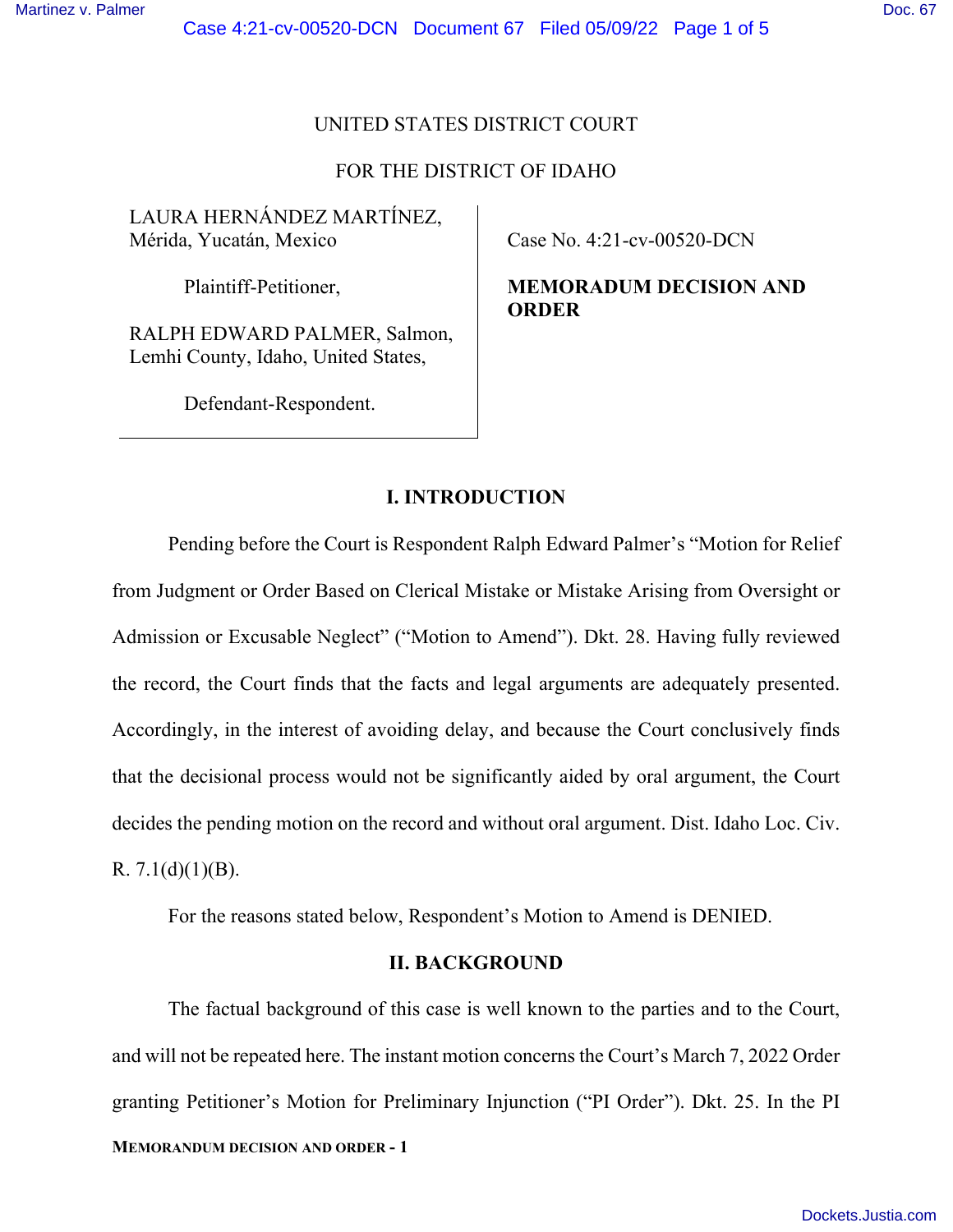UNITED STATES DISTRICT COURT

FOR THE DISTRICT OF IDAHO

LAURA HERNÁNDEZ MARTÍNEZ, Mérida, Yucatán, Mexico

Plaintiff-Petitioner,

RALPH EDWARD PALMER, Salmon, Lemhi County, Idaho, United States,

Defendant-Respondent.

Case No. 4:21-cv-00520-DCN

**MEMORADUM DECISION AND ORDER**

## I. INTRODUCTION

Pending before the Court is Respondent Ralph Edward Palmer's "Motion for Relief from Judgment or Order Based on Clerical Mistake or Mistake Arising from Oversight or Admission or Excusable Neglect" ("Motion to Amend"). Dkt. 28. Having fully reviewed the record, the Court finds that the facts and legal arguments are adequately presented. Accordingly, in the interest of avoiding delay, and because the Court conclusively finds that the decisional process would not be significantly aided by oral argument, the Court decides the pending motion on the record and without oral argument. Dist. Idaho Loc. Civ. R. 7.1(d)(1)(B).

For the reasons stated below, Respondent's Motion to Amend is DENIED.

## II. BACKGROUND

The factual background of this case is well known to the parties and to the Court, and will not be repeated here. The instant motion concerns the Court's March 7, 2022 Order granting Petitioner's Motion for Preliminary Injunction ("PI Order"). Dkt. 25. In the PI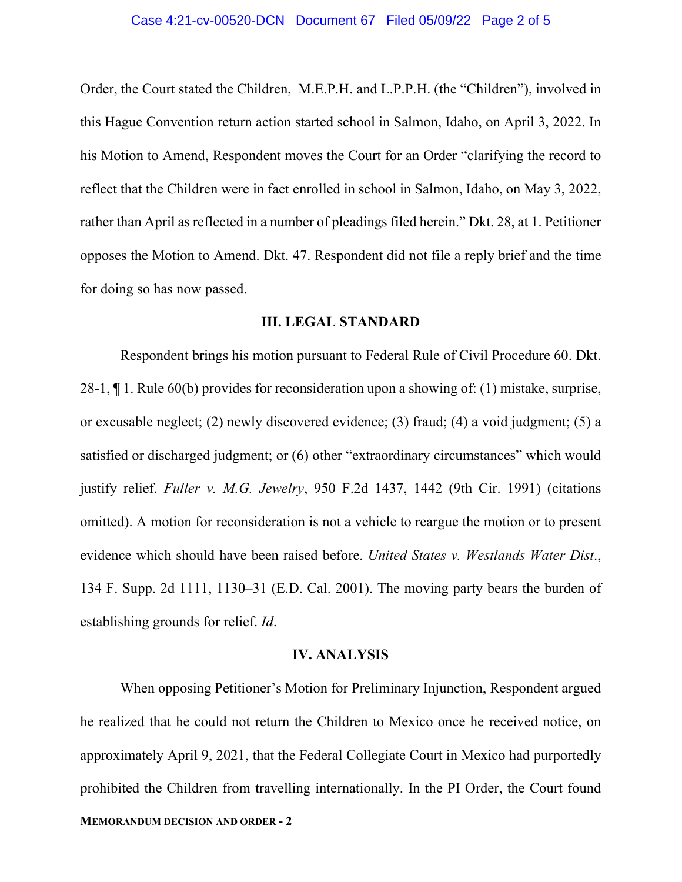Order, the Court stated the Children, M.E.P.H. and L.P.P.H. (the "Children"), involved in this Hague Convention return action started school in Salmon, Idaho, on April 3, 2022. In his Motion to Amend, Respondent moves the Court for an Order "clarifying the record to reflect that the Children were in fact enrolled in school in Salmon, Idaho, on May 3, 2022, rather than April as reflected in a number of pleadings filed herein." Dkt. 28, at 1. Petitioner opposes the Motion to Amend. Dkt. 47. Respondent did not file a reply brief and the time for doing so has now passed.

## III. LEGAL STANDARD

Respondent brings his motion pursuant to Federal Rule of Civil Procedure 60. Dkt. 28-1, ¶ 1. Rule 60(b) provides for reconsideration upon a showing of: (1) mistake, surprise, or excusable neglect; (2) newly discovered evidence; (3) fraud; (4) a void judgment; (5) a satisfied or discharged judgment; or (6) other "extraordinary circumstances" which would justify relief. *Fuller v. M.G. Jewelry*, 950 F.2d 1437, 1442 (9th Cir. 1991) (citations omitted). A motion for reconsideration is not a vehicle to reargue the motion or to present evidence which should have been raised before. *United States v. Westlands Water Dist.*, 134 F. Supp. 2d 1111, 1130–31 (E.D. Cal. 2001). The moving party bears the burden of establishing grounds for relief. *Id*.

## IV. ANALYSIS

When opposing Petitioner's Motion for Preliminary Injunction, Respondent argued he realized that he could not return the Children to Mexico once he received notice, on approximately April 9, 2021, that the Federal Collegiate Court in Mexico had purportedly prohibited the Children from travelling internationally. In the PI Order, the Court found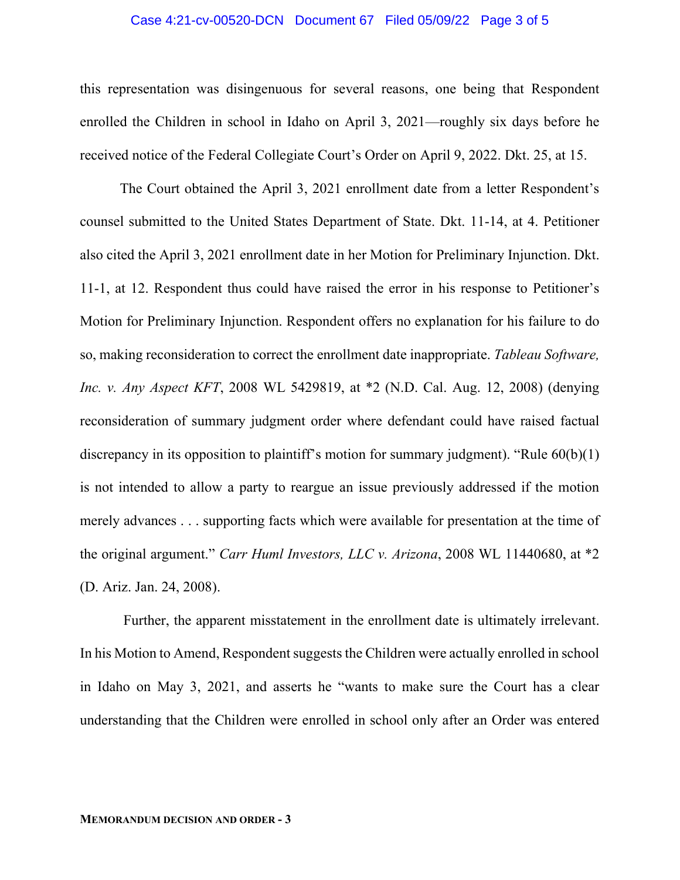this representation was disingenuous for several reasons, one being that Respondent enrolled the Children in school in Idaho on April 3, 2021—roughly six days before he received notice of the Federal Collegiate Court's Order on April 9, 2022. Dkt. 25, at 15.

The Court obtained the April 3, 2021 enrollment date from a letter Respondent's counsel submitted to the United States Department of State. Dkt. 11-14, at 4. Petitioner also cited the April 3, 2021 enrollment date in her Motion for Preliminary Injunction. Dkt. 11-1, at 12. Respondent thus could have raised the error in his response to Petitioner's Motion for Preliminary Injunction. Respondent offers no explanation for his failure to do so, making reconsideration to correct the enrollment date inappropriate. *Tableau Software, Inc. v. Any Aspect KFT*, 2008 WL 5429819, at *2 (N.D. Cal. Aug. 12, 2008) (denying reconsideration of summary judgment order where defendant could have raised factual discrepancy in its opposition to plaintiff's motion for summary judgment). "Rule 60(b)(1) is not intended to allow a party to reargue an issue previously addressed if the motion merely advances . . . supporting facts which were available for presentation at the time of the original argument." *Carr Huml Investors, LLC v. Arizona*, 2008 WL 11440680, at *2 (D. Ariz. Jan. 24, 2008).

Further, the apparent misstatement in the enrollment date is ultimately irrelevant. In his Motion to Amend, Respondent suggests the Children were actually enrolled in school in Idaho on May 3, 2021, and asserts he "wants to make sure the Court has a clear understanding that the Children were enrolled in school only after an Order was entered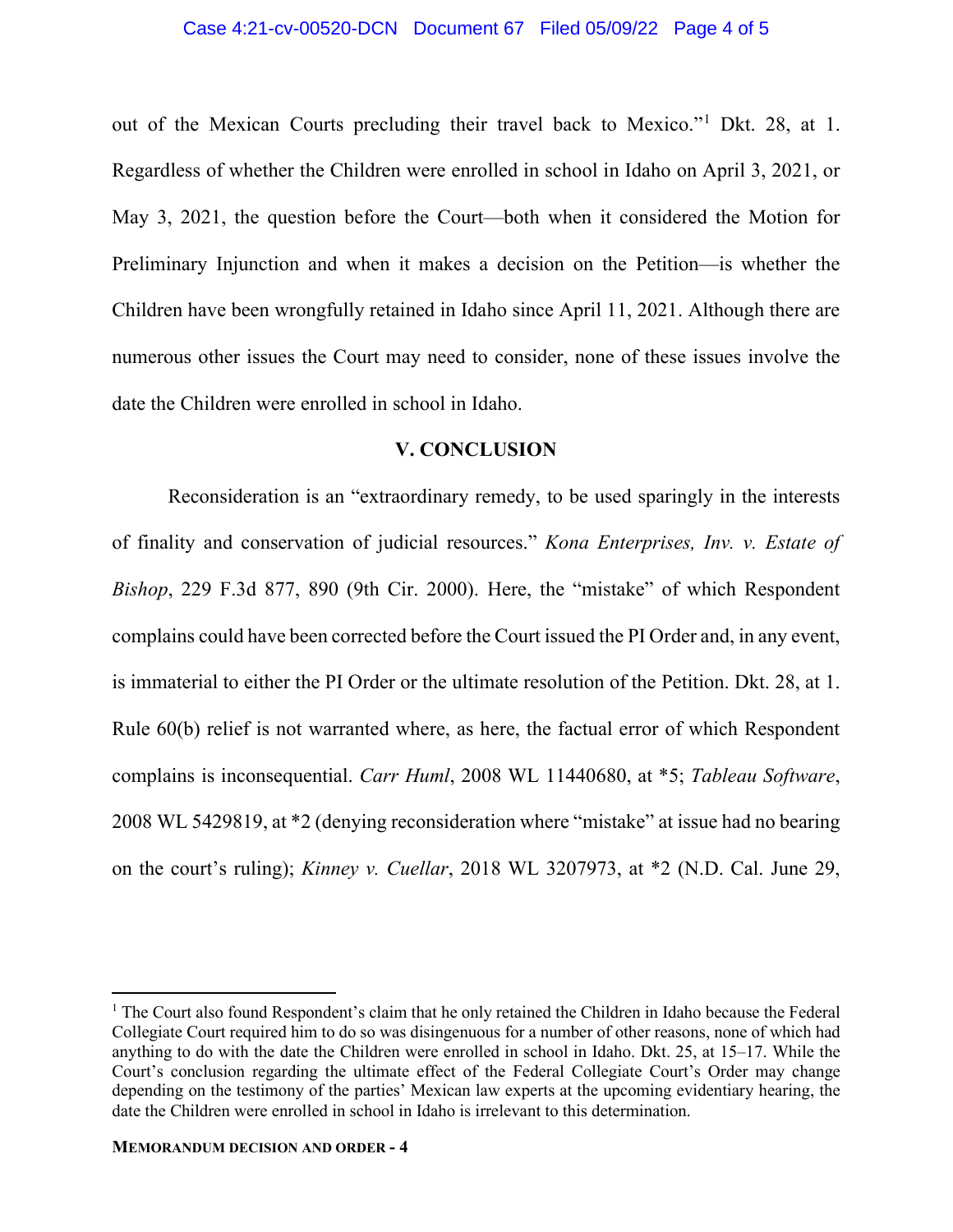out of the Mexican Courts precluding their travel back to Mexico."[1] Dkt. 28, at 1. Regardless of whether the Children were enrolled in school in Idaho on April 3, 2021, or May 3, 2021, the question before the Court—both when it considered the Motion for Preliminary Injunction and when it makes a decision on the Petition—is whether the Children have been wrongfully retained in Idaho since April 11, 2021. Although there are numerous other issues the Court may need to consider, none of these issues involve the date the Children were enrolled in school in Idaho.

## V. CONCLUSION

Reconsideration is an "extraordinary remedy, to be used sparingly in the interests of finality and conservation of judicial resources." *Kona Enterprises, Inv. v. Estate of Bishop*, 229 F.3d 877, 890 (9th Cir. 2000). Here, the "mistake" of which Respondent complains could have been corrected before the Court issued the PI Order and, in any event, is immaterial to either the PI Order or the ultimate resolution of the Petition. Dkt. 28, at 1. Rule 60(b) relief is not warranted where, as here, the factual error of which Respondent complains is inconsequential. *Carr Huml*, 2008 WL 11440680, at *5; *Tableau Software*, 2008 WL 5429819, at *2 (denying reconsideration where "mistake" at issue had no bearing on the court's ruling); *Kinney v. Cuellar*, 2018 WL 3207973, at *2 (N.D. Cal. June 29,

[1] The Court also found Respondent's claim that he only retained the Children in Idaho because the Federal Collegiate Court required him to do so was disingenuous for a number of other reasons, none of which had anything to do with the date the Children were enrolled in school in Idaho. Dkt. 25, at 15–17. While the Court's conclusion regarding the ultimate effect of the Federal Collegiate Court's Order may change depending on the testimony of the parties' Mexican law experts at the upcoming evidentiary hearing, the date the Children were enrolled in school in Idaho is irrelevant to this determination.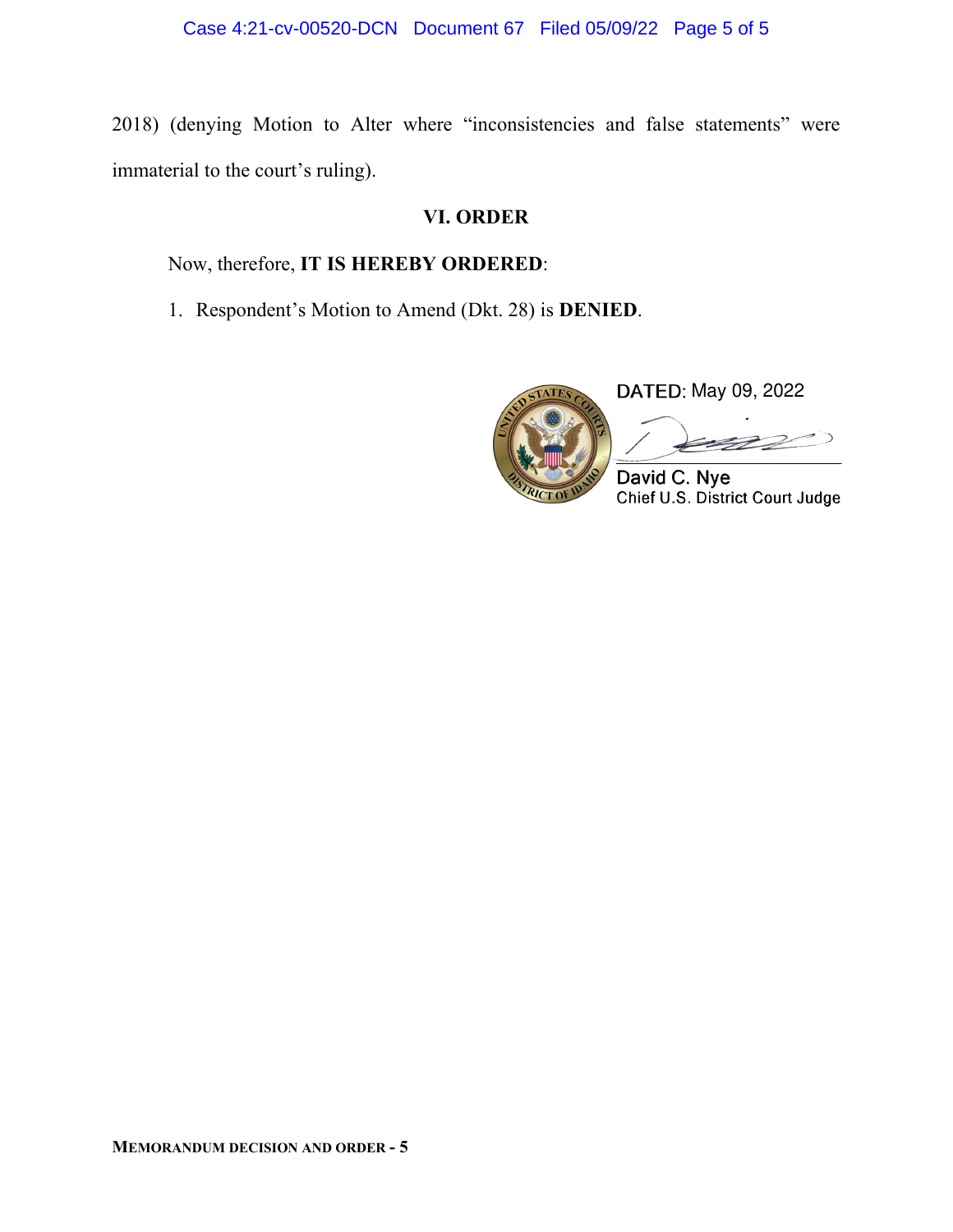2018) (denying Motion to Alter where "inconsistencies and false statements" were immaterial to the court's ruling).

## VI. ORDER

Now, therefore, **IT IS HEREBY ORDERED**:

1. Respondent's Motion to Amend (Dkt. 28) is **DENIED**.

DATED: May 09, 2022

David C. Nye
Chief U.S. District Court Judge